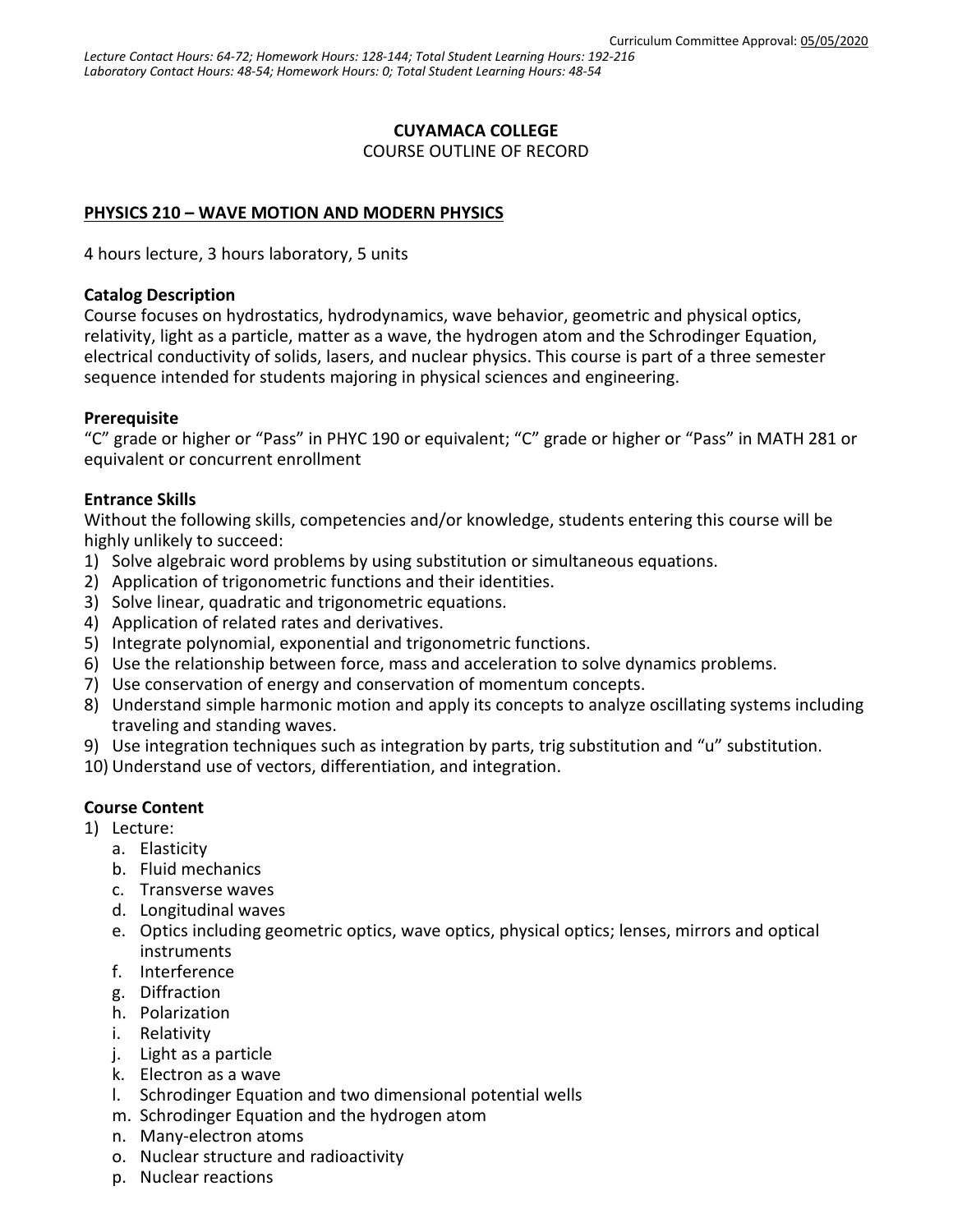Curriculum Committee Approval: 05/05/2020

*Lecture Contact Hours: 64-72; Homework Hours: 128-144; Total Student Learning Hours: 192-216*
*Laboratory Contact Hours: 48-54; Homework Hours: 0; Total Student Learning Hours: 48-54*

**CUYAMACA COLLEGE**
COURSE OUTLINE OF RECORD

**PHYSICS 210 – WAVE MOTION AND MODERN PHYSICS**

4 hours lecture, 3 hours laboratory, 5 units

**Catalog Description**
Course focuses on hydrostatics, hydrodynamics, wave behavior, geometric and physical optics, relativity, light as a particle, matter as a wave, the hydrogen atom and the Schrodinger Equation, electrical conductivity of solids, lasers, and nuclear physics. This course is part of a three semester sequence intended for students majoring in physical sciences and engineering.

**Prerequisite**
"C" grade or higher or "Pass" in PHYC 190 or equivalent; "C" grade or higher or "Pass" in MATH 281 or equivalent or concurrent enrollment

**Entrance Skills**
Without the following skills, competencies and/or knowledge, students entering this course will be highly unlikely to succeed:

1) Solve algebraic word problems by using substitution or simultaneous equations.
2) Application of trigonometric functions and their identities.
3) Solve linear, quadratic and trigonometric equations.
4) Application of related rates and derivatives.
5) Integrate polynomial, exponential and trigonometric functions.
6) Use the relationship between force, mass and acceleration to solve dynamics problems.
7) Use conservation of energy and conservation of momentum concepts.
8) Understand simple harmonic motion and apply its concepts to analyze oscillating systems including traveling and standing waves.
9) Use integration techniques such as integration by parts, trig substitution and "u" substitution.
10) Understand use of vectors, differentiation, and integration.

**Course Content**

1) Lecture:
   a. Elasticity
   b. Fluid mechanics
   c. Transverse waves
   d. Longitudinal waves
   e. Optics including geometric optics, wave optics, physical optics; lenses, mirrors and optical instruments
   f. Interference
   g. Diffraction
   h. Polarization
   i. Relativity
   j. Light as a particle
   k. Electron as a wave
   l. Schrodinger Equation and two dimensional potential wells
   m. Schrodinger Equation and the hydrogen atom
   n. Many-electron atoms
   o. Nuclear structure and radioactivity
   p. Nuclear reactions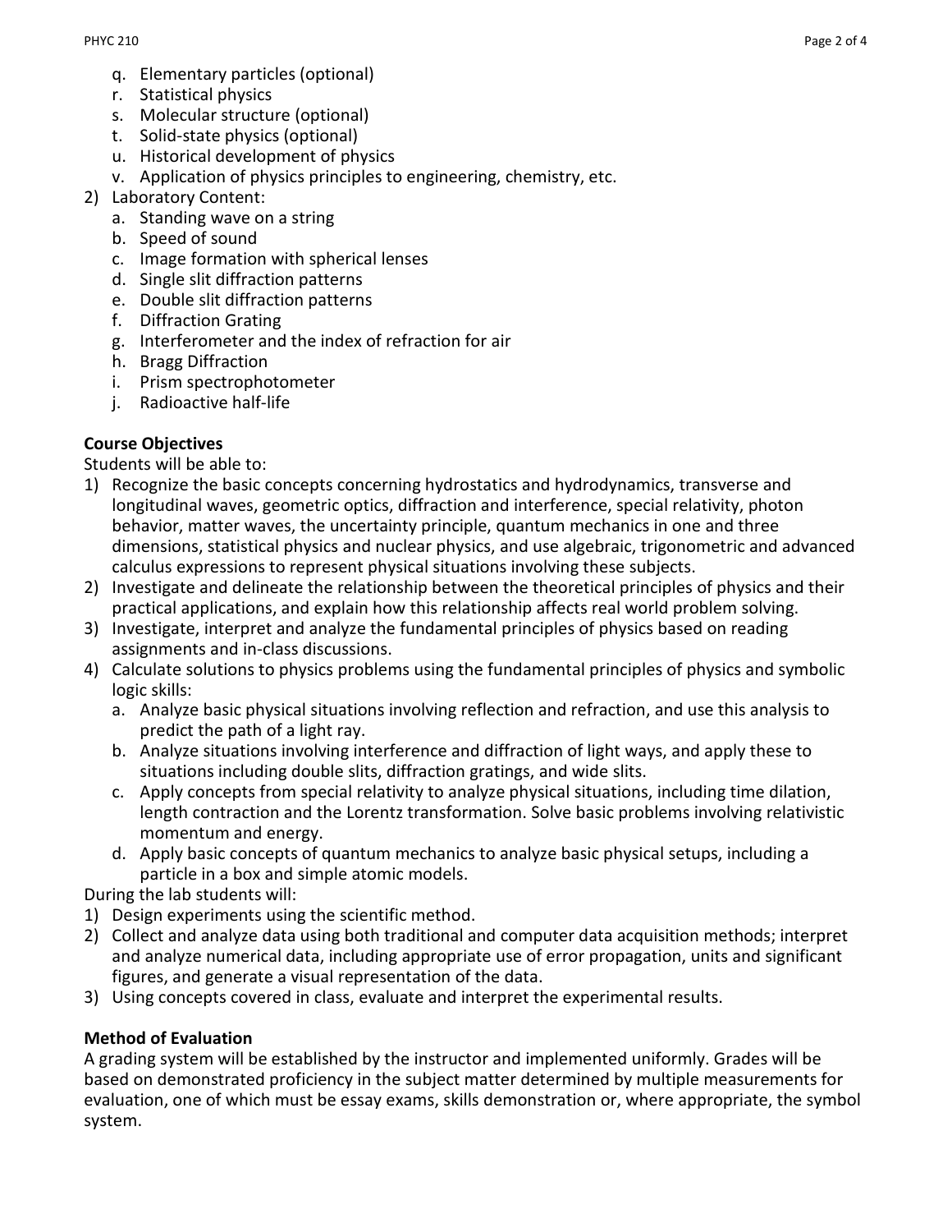q. Elementary particles (optional)
r. Statistical physics
s. Molecular structure (optional)
t. Solid-state physics (optional)
u. Historical development of physics
v. Application of physics principles to engineering, chemistry, etc.

2) Laboratory Content:
   a. Standing wave on a string
   b. Speed of sound
   c. Image formation with spherical lenses
   d. Single slit diffraction patterns
   e. Double slit diffraction patterns
   f. Diffraction Grating
   g. Interferometer and the index of refraction for air
   h. Bragg Diffraction
   i. Prism spectrophotometer
   j. Radioactive half-life

**Course Objectives**

Students will be able to:

1) Recognize the basic concepts concerning hydrostatics and hydrodynamics, transverse and longitudinal waves, geometric optics, diffraction and interference, special relativity, photon behavior, matter waves, the uncertainty principle, quantum mechanics in one and three dimensions, statistical physics and nuclear physics, and use algebraic, trigonometric and advanced calculus expressions to represent physical situations involving these subjects.
2) Investigate and delineate the relationship between the theoretical principles of physics and their practical applications, and explain how this relationship affects real world problem solving.
3) Investigate, interpret and analyze the fundamental principles of physics based on reading assignments and in-class discussions.
4) Calculate solutions to physics problems using the fundamental principles of physics and symbolic logic skills:
   a. Analyze basic physical situations involving reflection and refraction, and use this analysis to predict the path of a light ray.
   b. Analyze situations involving interference and diffraction of light ways, and apply these to situations including double slits, diffraction gratings, and wide slits.
   c. Apply concepts from special relativity to analyze physical situations, including time dilation, length contraction and the Lorentz transformation. Solve basic problems involving relativistic momentum and energy.
   d. Apply basic concepts of quantum mechanics to analyze basic physical setups, including a particle in a box and simple atomic models.

During the lab students will:

1) Design experiments using the scientific method.
2) Collect and analyze data using both traditional and computer data acquisition methods; interpret and analyze numerical data, including appropriate use of error propagation, units and significant figures, and generate a visual representation of the data.
3) Using concepts covered in class, evaluate and interpret the experimental results.

**Method of Evaluation**

A grading system will be established by the instructor and implemented uniformly. Grades will be based on demonstrated proficiency in the subject matter determined by multiple measurements for evaluation, one of which must be essay exams, skills demonstration or, where appropriate, the symbol system.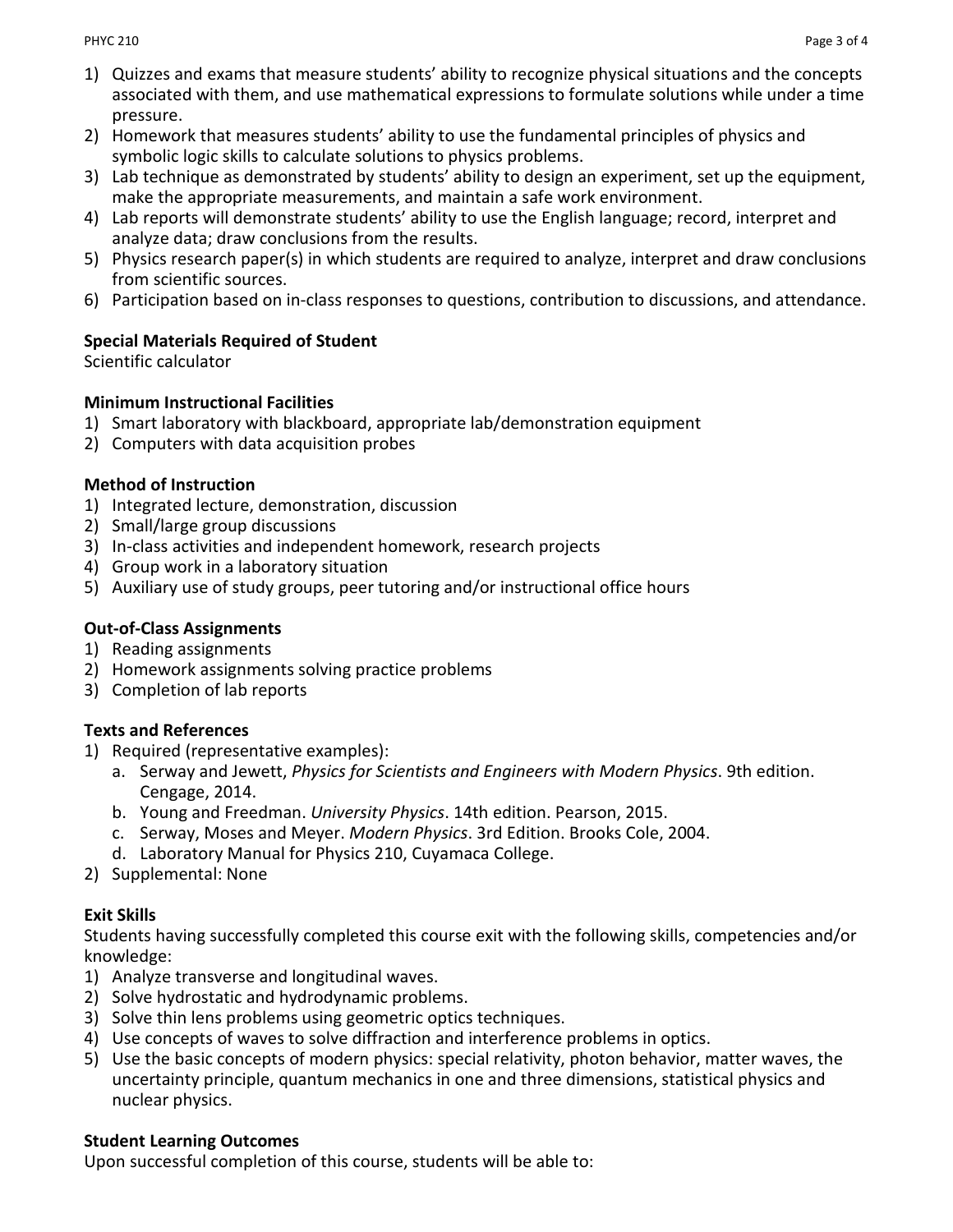1) Quizzes and exams that measure students' ability to recognize physical situations and the concepts associated with them, and use mathematical expressions to formulate solutions while under a time pressure.
2) Homework that measures students' ability to use the fundamental principles of physics and symbolic logic skills to calculate solutions to physics problems.
3) Lab technique as demonstrated by students' ability to design an experiment, set up the equipment, make the appropriate measurements, and maintain a safe work environment.
4) Lab reports will demonstrate students' ability to use the English language; record, interpret and analyze data; draw conclusions from the results.
5) Physics research paper(s) in which students are required to analyze, interpret and draw conclusions from scientific sources.
6) Participation based on in-class responses to questions, contribution to discussions, and attendance.

**Special Materials Required of Student**
Scientific calculator

**Minimum Instructional Facilities**
1) Smart laboratory with blackboard, appropriate lab/demonstration equipment
2) Computers with data acquisition probes

**Method of Instruction**
1) Integrated lecture, demonstration, discussion
2) Small/large group discussions
3) In-class activities and independent homework, research projects
4) Group work in a laboratory situation
5) Auxiliary use of study groups, peer tutoring and/or instructional office hours

**Out-of-Class Assignments**
1) Reading assignments
2) Homework assignments solving practice problems
3) Completion of lab reports

**Texts and References**
1) Required (representative examples):
   a. Serway and Jewett, *Physics for Scientists and Engineers with Modern Physics*. 9th edition. Cengage, 2014.
   b. Young and Freedman. *University Physics*. 14th edition. Pearson, 2015.
   c. Serway, Moses and Meyer. *Modern Physics*. 3rd Edition. Brooks Cole, 2004.
   d. Laboratory Manual for Physics 210, Cuyamaca College.
2) Supplemental: None

**Exit Skills**
Students having successfully completed this course exit with the following skills, competencies and/or knowledge:
1) Analyze transverse and longitudinal waves.
2) Solve hydrostatic and hydrodynamic problems.
3) Solve thin lens problems using geometric optics techniques.
4) Use concepts of waves to solve diffraction and interference problems in optics.
5) Use the basic concepts of modern physics: special relativity, photon behavior, matter waves, the uncertainty principle, quantum mechanics in one and three dimensions, statistical physics and nuclear physics.

**Student Learning Outcomes**
Upon successful completion of this course, students will be able to: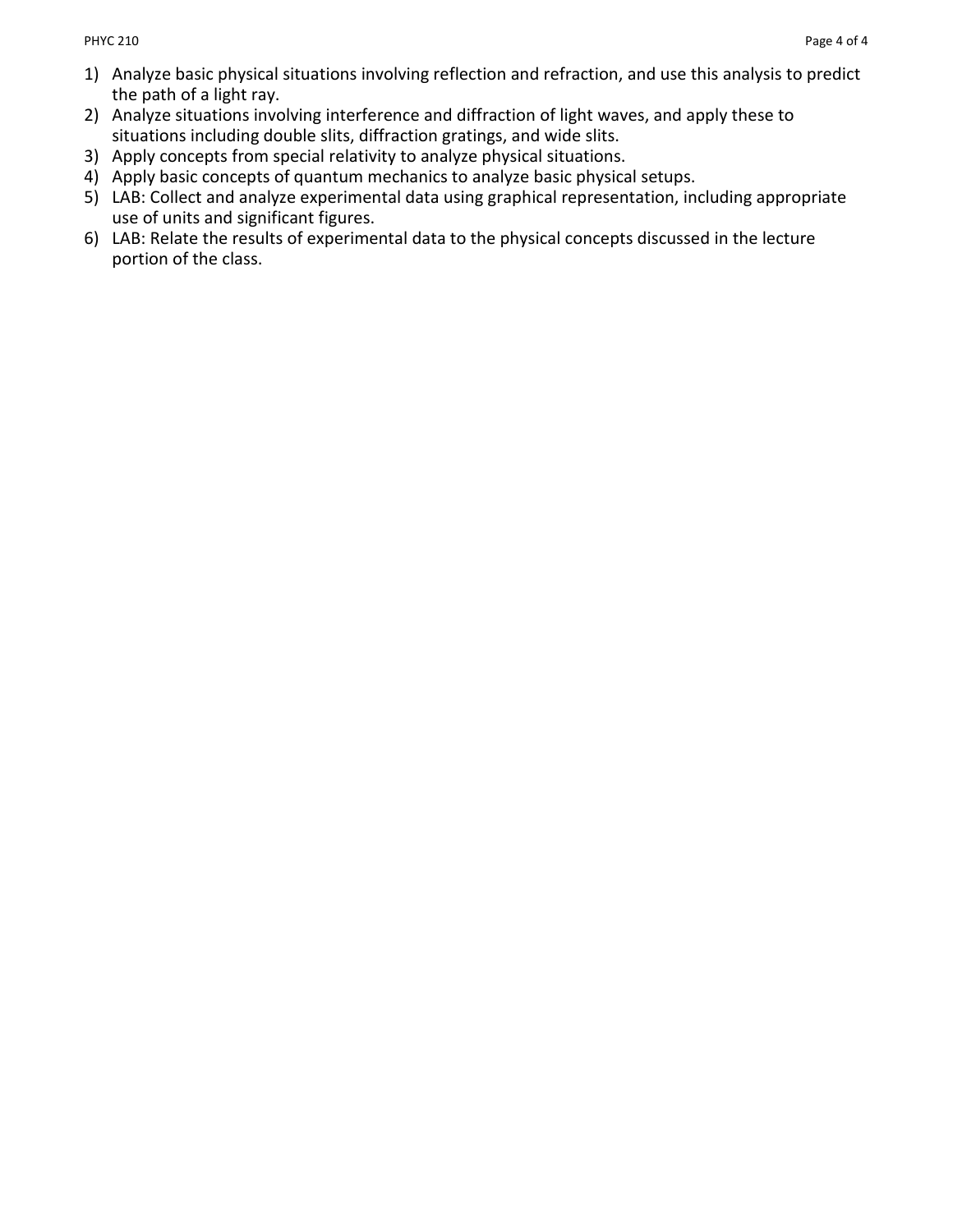1) Analyze basic physical situations involving reflection and refraction, and use this analysis to predict the path of a light ray.
2) Analyze situations involving interference and diffraction of light waves, and apply these to situations including double slits, diffraction gratings, and wide slits.
3) Apply concepts from special relativity to analyze physical situations.
4) Apply basic concepts of quantum mechanics to analyze basic physical setups.
5) LAB: Collect and analyze experimental data using graphical representation, including appropriate use of units and significant figures.
6) LAB: Relate the results of experimental data to the physical concepts discussed in the lecture portion of the class.